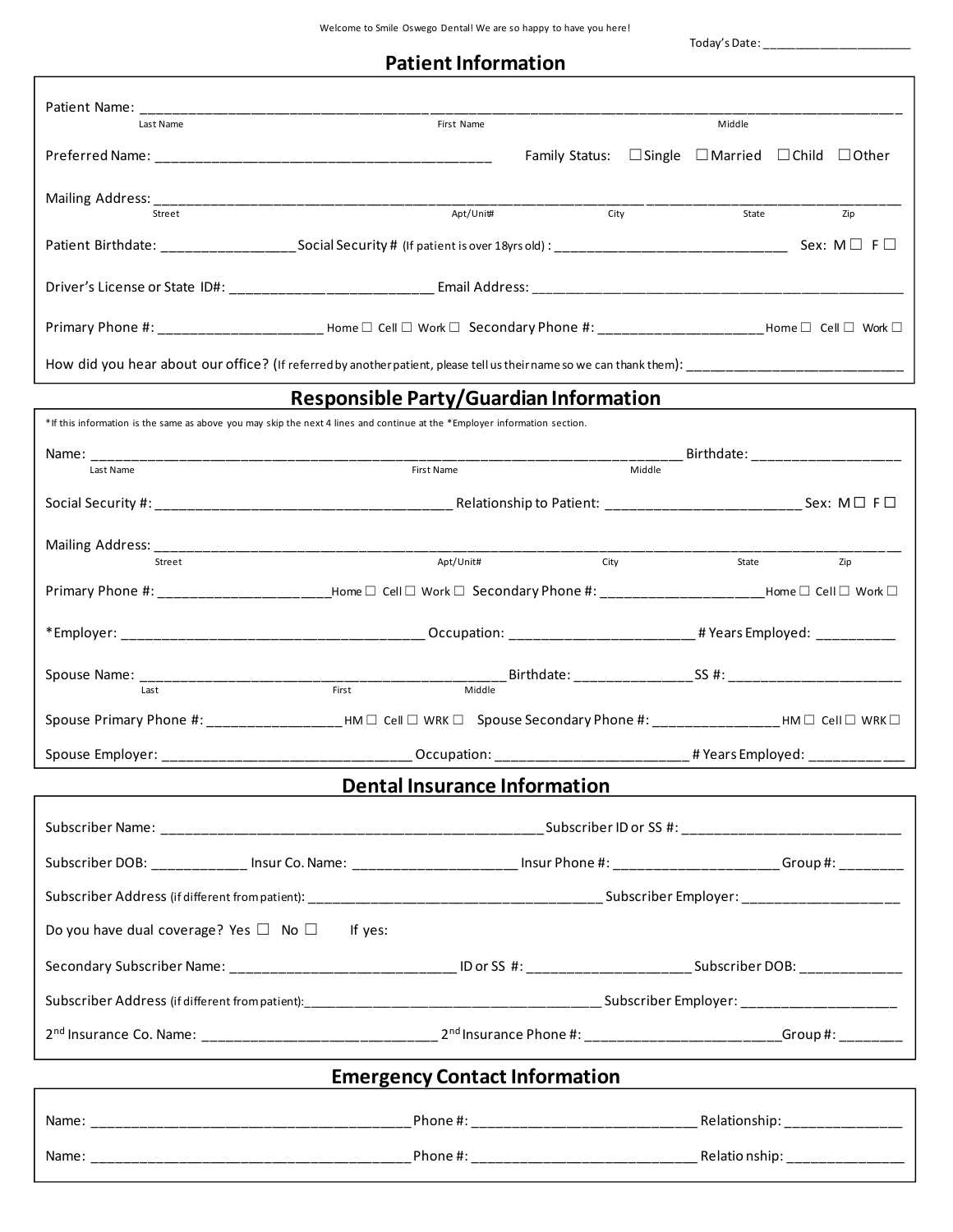Welcome to Smile Oswego Dental! We are so happy to have you here!

Today's Date: ______________________

## Patient Information

Patient Name: ____________________________________________________________________________
Last Name                    First Name                    Middle

Preferred Name: ______________________________________ Family Status: ☐ Single ☐ Married ☐ Child ☐ Other

Mailing Address: ___________________________________________________________________________
Street                    Apt/Unit#                    City                    State                    Zip

Patient Birthdate: ________________ Social Security # (If patient is over 18yrs old) : ____________________________ Sex: M ☐ F ☐

Driver's License or State ID#: _________________________ Email Address: ____________________________________________

Primary Phone #: ____________________ Home ☐ Cell ☐ Work ☐ Secondary Phone #: ____________________ Home ☐ Cell ☐ Work ☐

How did you hear about our office? (If referred by another patient, please tell us their name so we can thank them): ____________________________

## Responsible Party/Guardian Information

*If this information is the same as above you may skip the next 4 lines and continue at the *Employer information section.

Name: ___________________________________________________________________ Birthdate: __________________
Last Name                    First Name                    Middle

Social Security #: ____________________________________ Relationship to Patient: ________________________ Sex: M ☐ F ☐

Mailing Address: ___________________________________________________________________________
Street                    Apt/Unit#                    City                    State                    Zip

Primary Phone #: ______________________ Home ☐ Cell ☐ Work ☐ Secondary Phone #: _____________________ Home ☐ Cell ☐ Work ☐

*Employer: _____________________________________ Occupation: ______________________ # Years Employed: __________

Spouse Name: ______________________________________________ Birthdate: ______________ SS #: ______________________
Last                    First                    Middle

Spouse Primary Phone #: ________________ HM ☐ Cell ☐ WRK ☐ Spouse Secondary Phone #: _______________ HM ☐ Cell ☐ WRK ☐

Spouse Employer: ______________________________ Occupation: ______________________ # Years Employed: ____________

## Dental Insurance Information

Subscriber Name: ______________________________________________ Subscriber ID or SS #: ___________________________

Subscriber DOB: ___________ Insur Co. Name: ____________________ Insur Phone #: ____________________ Group #: ________

Subscriber Address (if different from patient): _____________________________________ Subscriber Employer: ____________________

Do you have dual coverage? Yes ☐ No ☐ If yes:

Secondary Subscriber Name: ____________________________ ID or SS #: ____________________ Subscriber DOB: ____________

Subscriber Address (if different from patient): _____________________________________ Subscriber Employer: ____________________

2nd Insurance Co. Name: _____________________________ 2nd Insurance Phone #: ________________________ Group #: ________

## Emergency Contact Information

Name: ______________________________________ Phone #: ___________________________ Relationship: ______________

Name: ______________________________________ Phone #: ___________________________ Relationship: ______________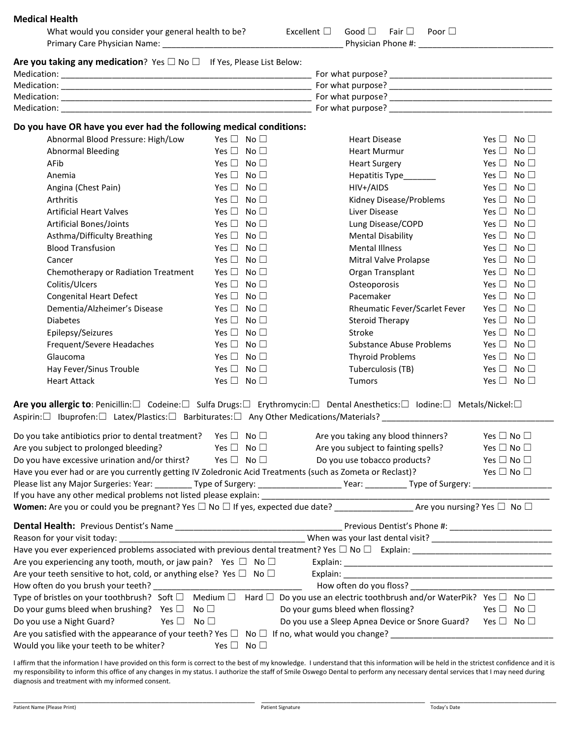## Medical Health

What would you consider your general health to be? Excellent ☐ Good ☐ Fair ☐ Poor ☐

Primary Care Physician Name: ______________________________________ Physician Phone #: ____________________________

**Are you taking any medication**? Yes ☐ No ☐ If Yes, Please List Below:

Medication: ______________________________________________________ For what purpose? __________________________________

Medication: ______________________________________________________ For what purpose? __________________________________

Medication: ______________________________________________________ For what purpose? __________________________________

Medication: ______________________________________________________ For what purpose? __________________________________

**Do you have OR have you ever had the following medical conditions:**

| Condition | | | Condition | | |
|---|---|---|---|---|---|
| Abnormal Blood Pressure: High/Low | Yes ☐ | No ☐ | Heart Disease | Yes ☐ | No ☐ |
| Abnormal Bleeding | Yes ☐ | No ☐ | Heart Murmur | Yes ☐ | No ☐ |
| AFib | Yes ☐ | No ☐ | Heart Surgery | Yes ☐ | No ☐ |
| Anemia | Yes ☐ | No ☐ | Hepatitis Type_______ | Yes ☐ | No ☐ |
| Angina (Chest Pain) | Yes ☐ | No ☐ | HIV+/AIDS | Yes ☐ | No ☐ |
| Arthritis | Yes ☐ | No ☐ | Kidney Disease/Problems | Yes ☐ | No ☐ |
| Artificial Heart Valves | Yes ☐ | No ☐ | Liver Disease | Yes ☐ | No ☐ |
| Artificial Bones/Joints | Yes ☐ | No ☐ | Lung Disease/COPD | Yes ☐ | No ☐ |
| Asthma/Difficulty Breathing | Yes ☐ | No ☐ | Mental Disability | Yes ☐ | No ☐ |
| Blood Transfusion | Yes ☐ | No ☐ | Mental Illness | Yes ☐ | No ☐ |
| Cancer | Yes ☐ | No ☐ | Mitral Valve Prolapse | Yes ☐ | No ☐ |
| Chemotherapy or Radiation Treatment | Yes ☐ | No ☐ | Organ Transplant | Yes ☐ | No ☐ |
| Colitis/Ulcers | Yes ☐ | No ☐ | Osteoporosis | Yes ☐ | No ☐ |
| Congenital Heart Defect | Yes ☐ | No ☐ | Pacemaker | Yes ☐ | No ☐ |
| Dementia/Alzheimer's Disease | Yes ☐ | No ☐ | Rheumatic Fever/Scarlet Fever | Yes ☐ | No ☐ |
| Diabetes | Yes ☐ | No ☐ | Steroid Therapy | Yes ☐ | No ☐ |
| Epilepsy/Seizures | Yes ☐ | No ☐ | Stroke | Yes ☐ | No ☐ |
| Frequent/Severe Headaches | Yes ☐ | No ☐ | Substance Abuse Problems | Yes ☐ | No ☐ |
| Glaucoma | Yes ☐ | No ☐ | Thyroid Problems | Yes ☐ | No ☐ |
| Hay Fever/Sinus Trouble | Yes ☐ | No ☐ | Tuberculosis (TB) | Yes ☐ | No ☐ |
| Heart Attack | Yes ☐ | No ☐ | Tumors | Yes ☐ | No ☐ |

**Are you allergic to**: Penicillin:☐ Codeine:☐ Sulfa Drugs:☐ Erythromycin:☐ Dental Anesthetics:☐ Iodine:☐ Metals/Nickel:☐ Aspirin:☐ Ibuprofen:☐ Latex/Plastics:☐ Barbiturates:☐ Any Other Medications/Materials? ____________________________________

Do you take antibiotics prior to dental treatment? Yes ☐ No ☐

Are you taking any blood thinners? Yes ☐ No ☐

Are you subject to prolonged bleeding? Yes ☐ No ☐

Are you subject to fainting spells? Yes ☐ No ☐

Do you have excessive urination and/or thirst? Yes ☐ No ☐

Do you use tobacco products? Yes ☐ No ☐

Have you ever had or are you currently getting IV Zoledronic Acid Treatments (such as Zometa or Reclast)? Yes ☐ No ☐

Please list any Major Surgeries: Year: ________ Type of Surgery: _________________ Year: _________ Type of Surgery: _________________

If you have any other medical problems not listed please explain: ____________________________________________________________________

**Women:** Are you or could you be pregnant? Yes ☐ No ☐ If yes, expected due date? ________________ Are you nursing? Yes ☐ No ☐

**Dental Health:** Previous Dentist's Name ___________________________________ Previous Dentist's Phone #: ______________________

Reason for your visit today: __________________________________ When was your last dental visit? _________________________

Have you ever experienced problems associated with previous dental treatment? Yes ☐ No ☐ Explain: ______________________________

Are you experiencing any tooth, mouth, or jaw pain? Yes ☐ No ☐ Explain: _______________________________________________

Are your teeth sensitive to hot, cold, or anything else? Yes ☐ No ☐ Explain: _______________________________________________

How often do you brush your teeth? ______________________________ How often do you floss? ______________________________

Type of bristles on your toothbrush? Soft ☐ Medium ☐ Hard ☐

Do you use an electric toothbrush and/or WaterPik? Yes ☐ No ☐

Do your gums bleed when brushing? Yes ☐ No ☐

Do your gums bleed when flossing? Yes ☐ No ☐

Do you use a Night Guard? Yes ☐ No ☐

Do you use a Sleep Apnea Device or Snore Guard? Yes ☐ No ☐

Are you satisfied with the appearance of your teeth? Yes ☐ No ☐ If no, what would you change? __________________________________

Would you like your teeth to be whiter? Yes ☐ No ☐

I affirm that the information I have provided on this form is correct to the best of my knowledge. I understand that this information will be held in the strictest confidence and it is my responsibility to inform this office of any changes in my status. I authorize the staff of Smile Oswego Dental to perform any necessary dental services that I may need during diagnosis and treatment with my informed consent.

_______________________________________________ _______________________________________ ____________________________

Patient Name (Please Print) Patient Signature Today's Date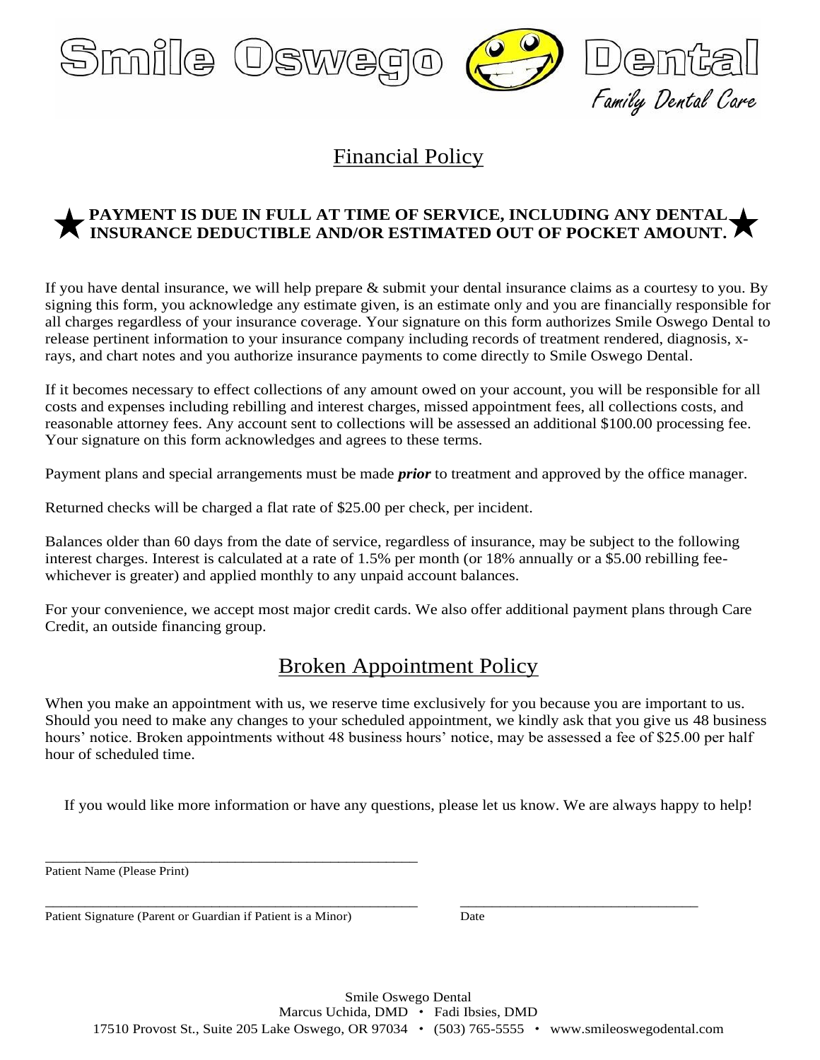# Smile Oswego Dental

Family Dental Care

## Financial Policy

★ **PAYMENT IS DUE IN FULL AT TIME OF SERVICE, INCLUDING ANY DENTAL INSURANCE DEDUCTIBLE AND/OR ESTIMATED OUT OF POCKET AMOUNT.** ★

If you have dental insurance, we will help prepare & submit your dental insurance claims as a courtesy to you. By signing this form, you acknowledge any estimate given, is an estimate only and you are financially responsible for all charges regardless of your insurance coverage. Your signature on this form authorizes Smile Oswego Dental to release pertinent information to your insurance company including records of treatment rendered, diagnosis, x-rays, and chart notes and you authorize insurance payments to come directly to Smile Oswego Dental.

If it becomes necessary to effect collections of any amount owed on your account, you will be responsible for all costs and expenses including rebilling and interest charges, missed appointment fees, all collections costs, and reasonable attorney fees. Any account sent to collections will be assessed an additional $100.00 processing fee. Your signature on this form acknowledges and agrees to these terms.

Payment plans and special arrangements must be made ***prior*** to treatment and approved by the office manager.

Returned checks will be charged a flat rate of $25.00 per check, per incident.

Balances older than 60 days from the date of service, regardless of insurance, may be subject to the following interest charges. Interest is calculated at a rate of 1.5% per month (or 18% annually or a $5.00 rebilling fee- whichever is greater) and applied monthly to any unpaid account balances.

For your convenience, we accept most major credit cards. We also offer additional payment plans through Care Credit, an outside financing group.

## Broken Appointment Policy

When you make an appointment with us, we reserve time exclusively for you because you are important to us. Should you need to make any changes to your scheduled appointment, we kindly ask that you give us 48 business hours' notice. Broken appointments without 48 business hours' notice, may be assessed a fee of $25.00 per half hour of scheduled time.

If you would like more information or have any questions, please let us know. We are always happy to help!

______________________________________________
Patient Name (Please Print)

______________________________________________ ______________________________
Patient Signature (Parent or Guardian if Patient is a Minor) Date

Smile Oswego Dental
Marcus Uchida, DMD • Fadi Ibsies, DMD
17510 Provost St., Suite 205 Lake Oswego, OR 97034 • (503) 765-5555 • www.smileoswegodental.com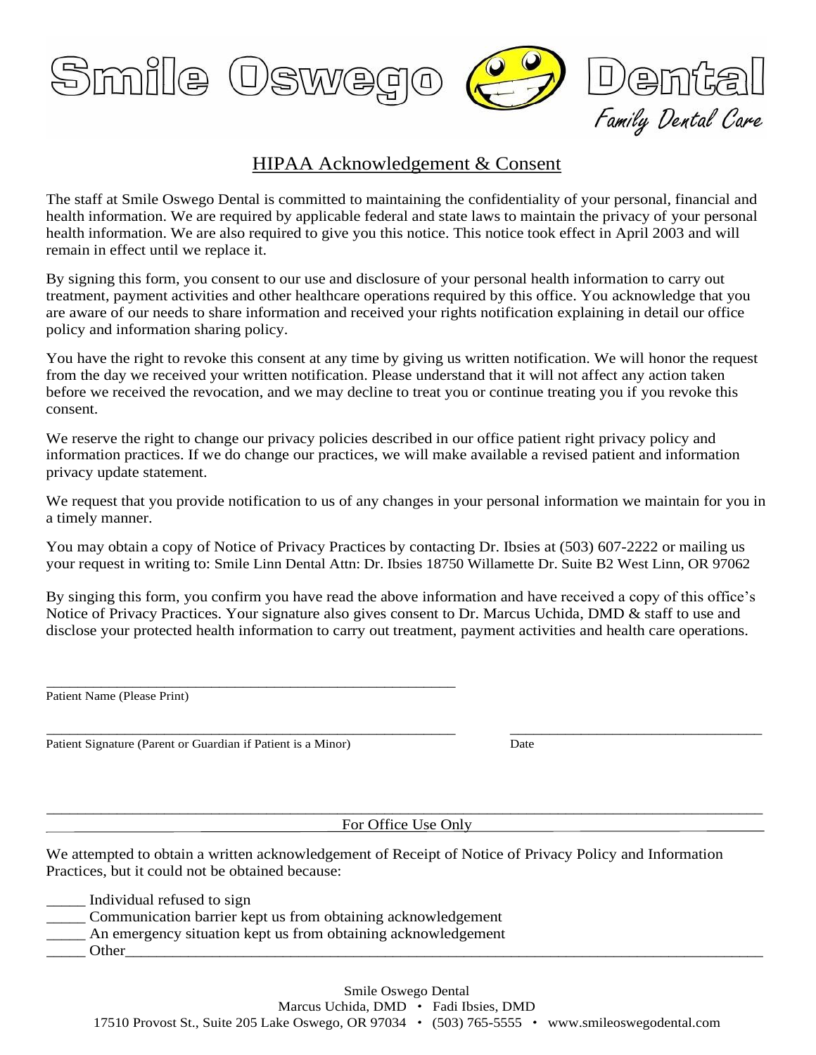# Smile Oswego Dental

Family Dental Care

## HIPAA Acknowledgement & Consent

The staff at Smile Oswego Dental is committed to maintaining the confidentiality of your personal, financial and health information. We are required by applicable federal and state laws to maintain the privacy of your personal health information. We are also required to give you this notice. This notice took effect in April 2003 and will remain in effect until we replace it.

By signing this form, you consent to our use and disclosure of your personal health information to carry out treatment, payment activities and other healthcare operations required by this office. You acknowledge that you are aware of our needs to share information and received your rights notification explaining in detail our office policy and information sharing policy.

You have the right to revoke this consent at any time by giving us written notification. We will honor the request from the day we received your written notification. Please understand that it will not affect any action taken before we received the revocation, and we may decline to treat you or continue treating you if you revoke this consent.

We reserve the right to change our privacy policies described in our office patient right privacy policy and information practices. If we do change our practices, we will make available a revised patient and information privacy update statement.

We request that you provide notification to us of any changes in your personal information we maintain for you in a timely manner.

You may obtain a copy of Notice of Privacy Practices by contacting Dr. Ibsies at (503) 607-2222 or mailing us your request in writing to: Smile Linn Dental Attn: Dr. Ibsies 18750 Willamette Dr. Suite B2 West Linn, OR 97062

By singing this form, you confirm you have read the above information and have received a copy of this office's Notice of Privacy Practices. Your signature also gives consent to Dr. Marcus Uchida, DMD & staff to use and disclose your protected health information to carry out treatment, payment activities and health care operations.

______________________________________________________
Patient Name (Please Print)

______________________________________________________ ________________________________
Patient Signature (Parent or Guardian if Patient is a Minor) Date

For Office Use Only

We attempted to obtain a written acknowledgement of Receipt of Notice of Privacy Policy and Information Practices, but it could not be obtained because:

_____ Individual refused to sign
_____ Communication barrier kept us from obtaining acknowledgement
_____ An emergency situation kept us from obtaining acknowledgement
_____ Other______________________________________________________________________________

Smile Oswego Dental
Marcus Uchida, DMD • Fadi Ibsies, DMD
17510 Provost St., Suite 205 Lake Oswego, OR 97034 • (503) 765-5555 • www.smileoswegodental.com